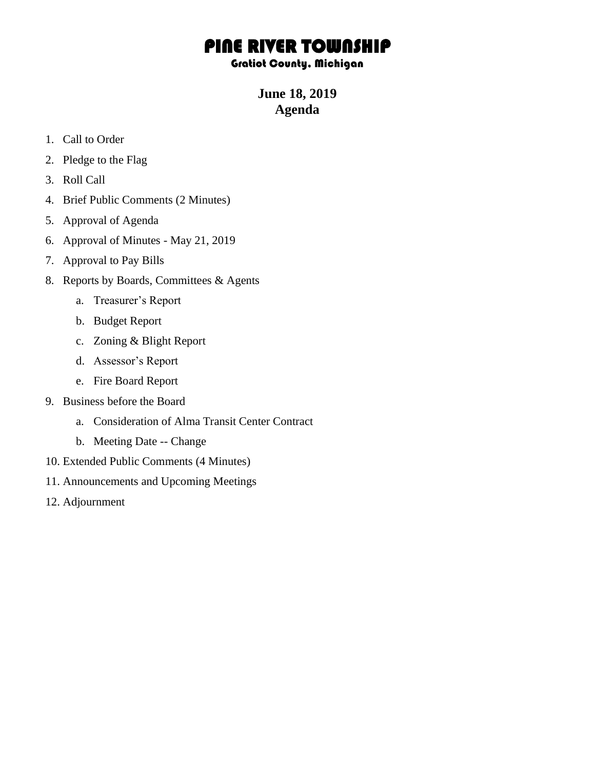# PINE RIVER TOWNSHIP

### Gratiot County, Michigan

## June 18, 2019
## Agenda

1. Call to Order
2. Pledge to the Flag
3. Roll Call
4. Brief Public Comments (2 Minutes)
5. Approval of Agenda
6. Approval of Minutes - May 21, 2019
7. Approval to Pay Bills
8. Reports by Boards, Committees & Agents
    a. Treasurer's Report
    b. Budget Report
    c. Zoning & Blight Report
    d. Assessor's Report
    e. Fire Board Report
9. Business before the Board
    a. Consideration of Alma Transit Center Contract
    b. Meeting Date -- Change
10. Extended Public Comments (4 Minutes)
11. Announcements and Upcoming Meetings
12. Adjournment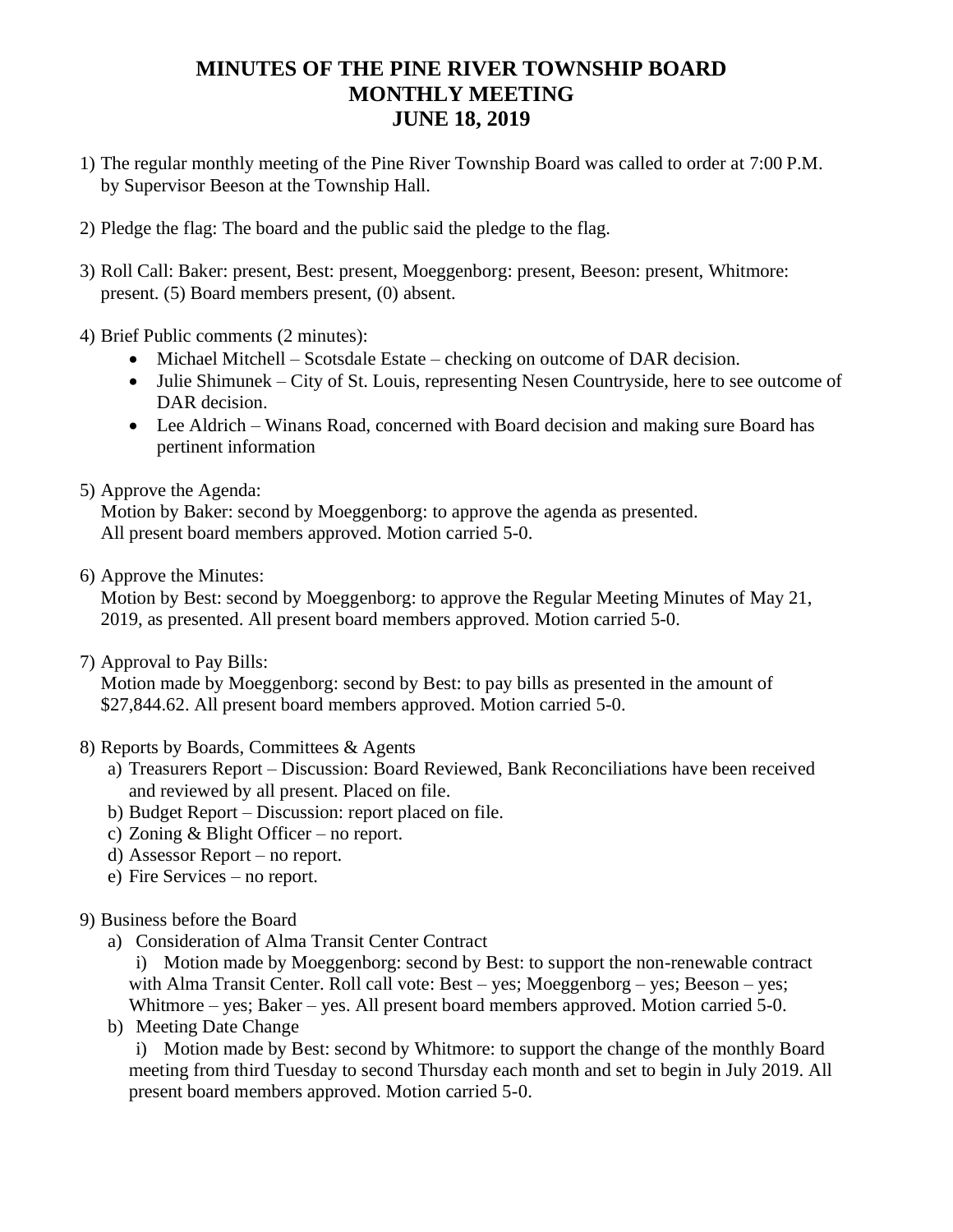# MINUTES OF THE PINE RIVER TOWNSHIP BOARD MONTHLY MEETING JUNE 18, 2019

1) The regular monthly meeting of the Pine River Township Board was called to order at 7:00 P.M. by Supervisor Beeson at the Township Hall.

2) Pledge the flag: The board and the public said the pledge to the flag.

3) Roll Call: Baker: present, Best: present, Moeggenborg: present, Beeson: present, Whitmore: present. (5) Board members present, (0) absent.

4) Brief Public comments (2 minutes):
   - Michael Mitchell – Scotsdale Estate – checking on outcome of DAR decision.
   - Julie Shimunek – City of St. Louis, representing Nesen Countryside, here to see outcome of DAR decision.
   - Lee Aldrich – Winans Road, concerned with Board decision and making sure Board has pertinent information

5) Approve the Agenda:
   Motion by Baker: second by Moeggenborg: to approve the agenda as presented. All present board members approved. Motion carried 5-0.

6) Approve the Minutes:
   Motion by Best: second by Moeggenborg: to approve the Regular Meeting Minutes of May 21, 2019, as presented. All present board members approved. Motion carried 5-0.

7) Approval to Pay Bills:
   Motion made by Moeggenborg: second by Best: to pay bills as presented in the amount of $27,844.62. All present board members approved. Motion carried 5-0.

8) Reports by Boards, Committees & Agents
   a) Treasurers Report – Discussion: Board Reviewed, Bank Reconciliations have been received and reviewed by all present. Placed on file.
   b) Budget Report – Discussion: report placed on file.
   c) Zoning & Blight Officer – no report.
   d) Assessor Report – no report.
   e) Fire Services – no report.

9) Business before the Board
   a) Consideration of Alma Transit Center Contract
      i) Motion made by Moeggenborg: second by Best: to support the non-renewable contract with Alma Transit Center. Roll call vote: Best – yes; Moeggenborg – yes; Beeson – yes; Whitmore – yes; Baker – yes. All present board members approved. Motion carried 5-0.
   b) Meeting Date Change
      i) Motion made by Best: second by Whitmore: to support the change of the monthly Board meeting from third Tuesday to second Thursday each month and set to begin in July 2019. All present board members approved. Motion carried 5-0.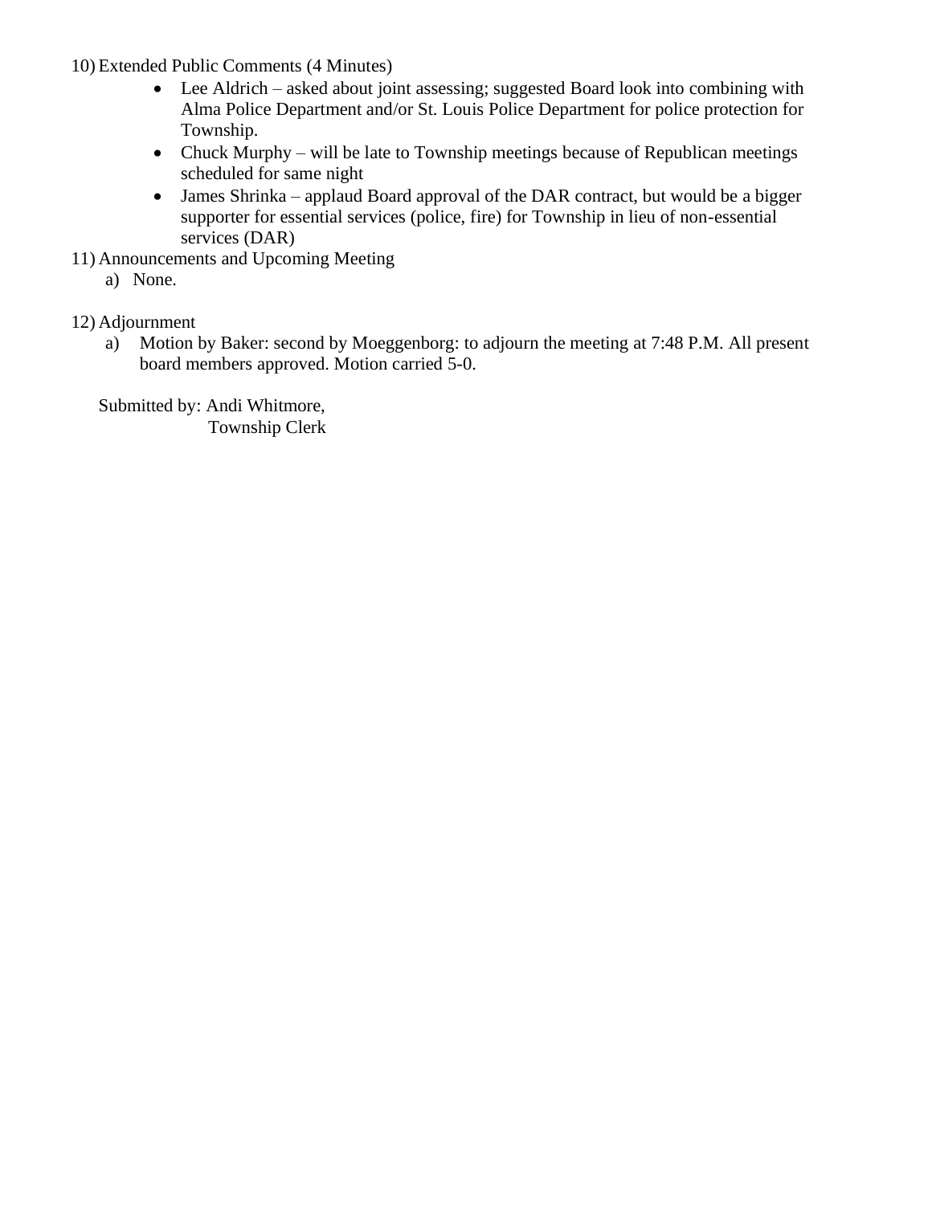10) Extended Public Comments (4 Minutes)

- Lee Aldrich – asked about joint assessing; suggested Board look into combining with Alma Police Department and/or St. Louis Police Department for police protection for Township.
- Chuck Murphy – will be late to Township meetings because of Republican meetings scheduled for same night
- James Shrinka – applaud Board approval of the DAR contract, but would be a bigger supporter for essential services (police, fire) for Township in lieu of non-essential services (DAR)

11) Announcements and Upcoming Meeting

a) None.

12) Adjournment

a) Motion by Baker: second by Moeggenborg: to adjourn the meeting at 7:48 P.M. All present board members approved. Motion carried 5-0.

Submitted by: Andi Whitmore,
Township Clerk